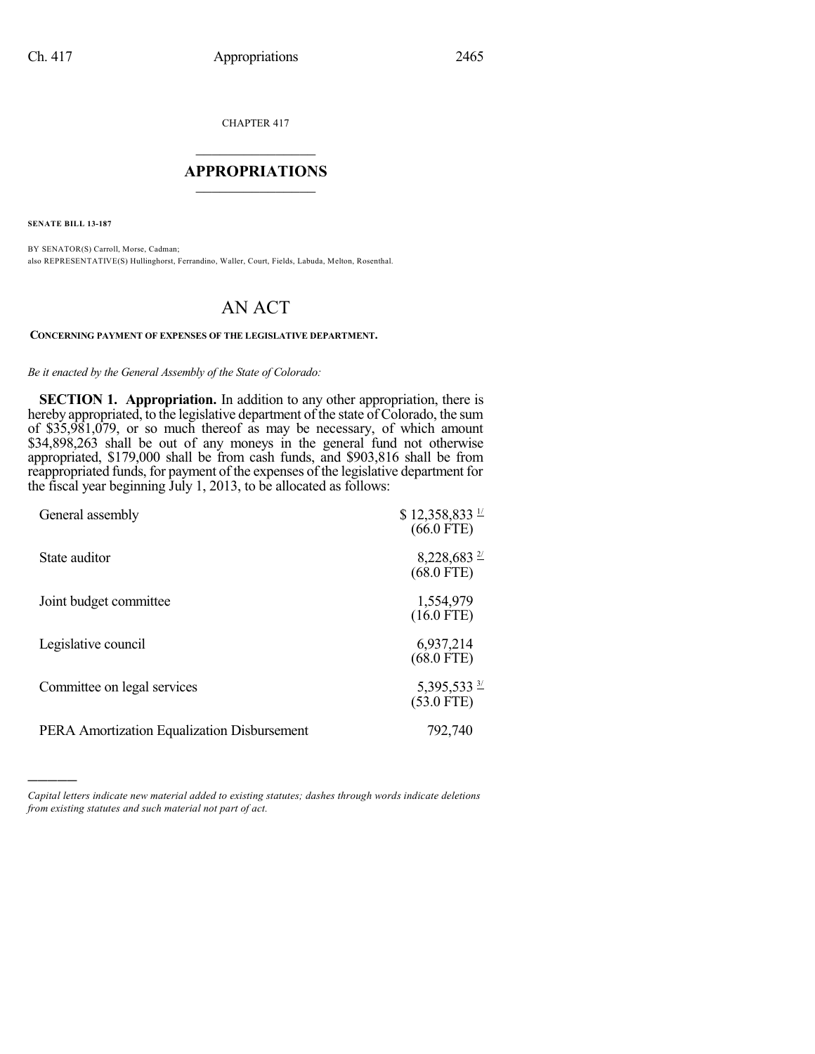CHAPTER 417

## APPROPRIATIONS

**SENATE BILL 13-187**

BY SENATOR(S) Carroll, Morse, Cadman;
also REPRESENTATIVE(S) Hullinghorst, Ferrandino, Waller, Court, Fields, Labuda, Melton, Rosenthal.

# AN ACT

**CONCERNING PAYMENT OF EXPENSES OF THE LEGISLATIVE DEPARTMENT.**

*Be it enacted by the General Assembly of the State of Colorado:*

**SECTION 1. Appropriation.** In addition to any other appropriation, there is hereby appropriated, to the legislative department of the state of Colorado, the sum of $35,981,079, or so much thereof as may be necessary, of which amount $34,898,263 shall be out of any moneys in the general fund not otherwise appropriated, $179,000 shall be from cash funds, and $903,816 shall be from reappropriated funds, for payment of the expenses of the legislative department for the fiscal year beginning July 1, 2013, to be allocated as follows:

| | |
|---|---|
| General assembly | $ 12,358,833 [1/] (66.0 FTE) |
| State auditor | 8,228,683 [2/] (68.0 FTE) |
| Joint budget committee | 1,554,979 (16.0 FTE) |
| Legislative council | 6,937,214 (68.0 FTE) |
| Committee on legal services | 5,395,533 [3/] (53.0 FTE) |
| PERA Amortization Equalization Disbursement | 792,740 |

---

*Capital letters indicate new material added to existing statutes; dashes through words indicate deletions from existing statutes and such material not part of act.*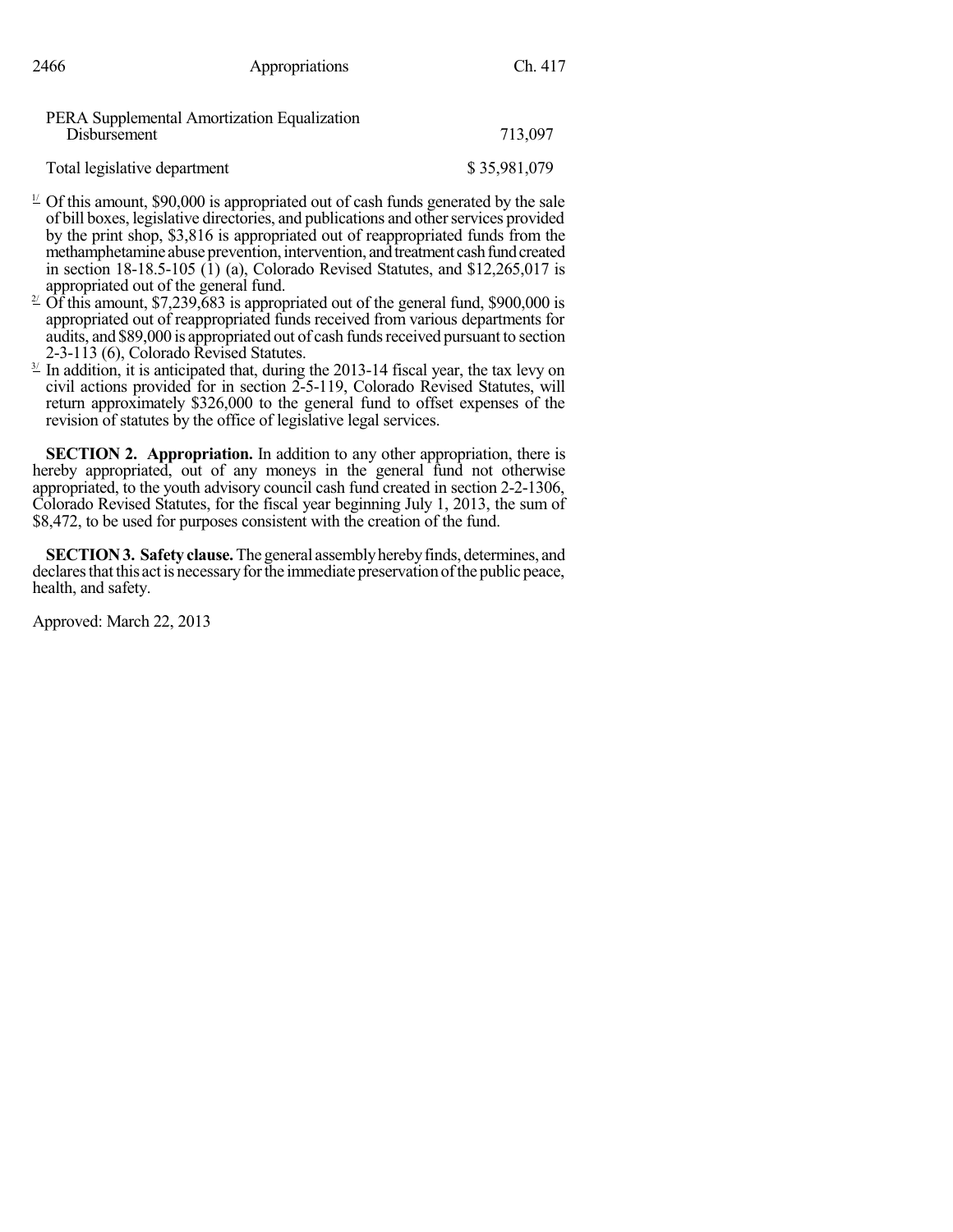| | |
|---|---|
| PERA Supplemental Amortization Equalization Disbursement | 713,097 |
| Total legislative department | $ 35,981,079 |

[1] Of this amount, $90,000 is appropriated out of cash funds generated by the sale of bill boxes, legislative directories, and publications and other services provided by the print shop, $3,816 is appropriated out of reappropriated funds from the methamphetamine abuse prevention, intervention, and treatment cash fund created in section 18-18.5-105 (1) (a), Colorado Revised Statutes, and $12,265,017 is appropriated out of the general fund.

[2] Of this amount, $7,239,683 is appropriated out of the general fund, $900,000 is appropriated out of reappropriated funds received from various departments for audits, and $89,000 is appropriated out of cash funds received pursuant to section 2-3-113 (6), Colorado Revised Statutes.

[3] In addition, it is anticipated that, during the 2013-14 fiscal year, the tax levy on civil actions provided for in section 2-5-119, Colorado Revised Statutes, will return approximately $326,000 to the general fund to offset expenses of the revision of statutes by the office of legislative legal services.

**SECTION 2. Appropriation.** In addition to any other appropriation, there is hereby appropriated, out of any moneys in the general fund not otherwise appropriated, to the youth advisory council cash fund created in section 2-2-1306, Colorado Revised Statutes, for the fiscal year beginning July 1, 2013, the sum of $8,472, to be used for purposes consistent with the creation of the fund.

**SECTION 3. Safety clause.** The general assembly hereby finds, determines, and declares that this act is necessary for the immediate preservation of the public peace, health, and safety.

Approved: March 22, 2013